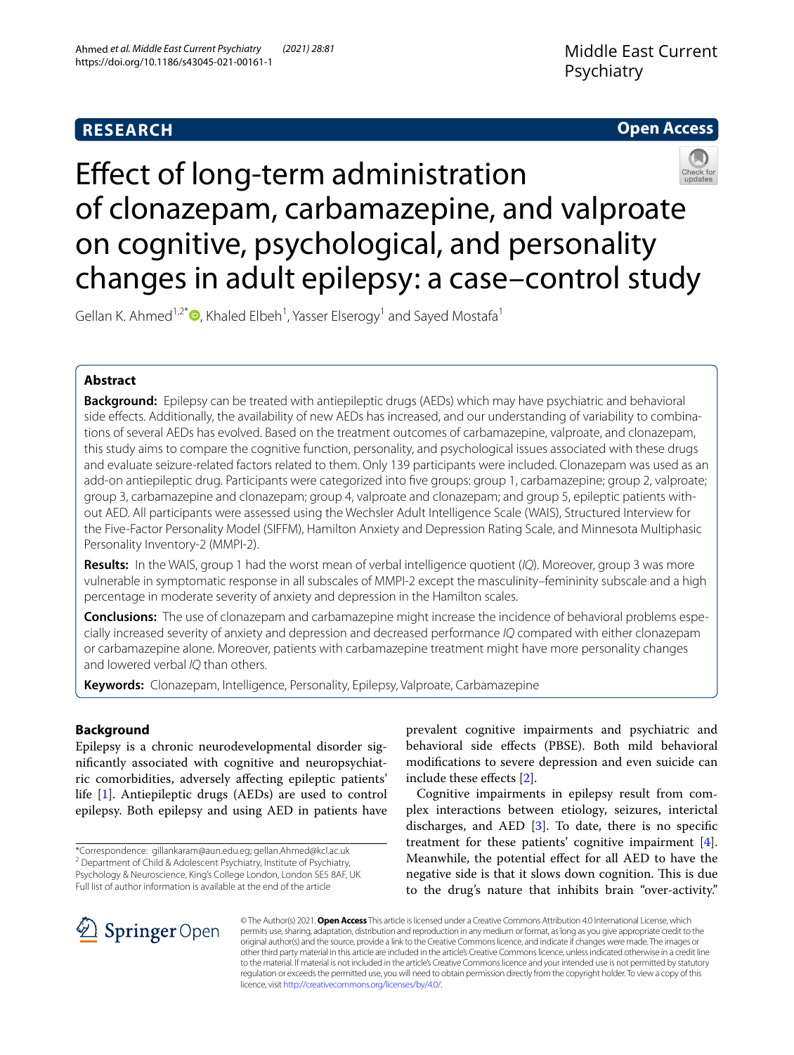**RESEARCH** | **Open Access**

# Effect of long-term administration of clonazepam, carbamazepine, and valproate on cognitive, psychological, and personality changes in adult epilepsy: a case–control study

Gellan K. Ahmed[1,2*], Khaled Elbeh[1], Yasser Elserogy[1] and Sayed Mostafa[1]

## Abstract

**Background:** Epilepsy can be treated with antiepileptic drugs (AEDs) which may have psychiatric and behavioral side effects. Additionally, the availability of new AEDs has increased, and our understanding of variability to combinations of several AEDs has evolved. Based on the treatment outcomes of carbamazepine, valproate, and clonazepam, this study aims to compare the cognitive function, personality, and psychological issues associated with these drugs and evaluate seizure-related factors related to them. Only 139 participants were included. Clonazepam was used as an add-on antiepileptic drug. Participants were categorized into five groups: group 1, carbamazepine; group 2, valproate; group 3, carbamazepine and clonazepam; group 4, valproate and clonazepam; and group 5, epileptic patients without AED. All participants were assessed using the Wechsler Adult Intelligence Scale (WAIS), Structured Interview for the Five-Factor Personality Model (SIFFM), Hamilton Anxiety and Depression Rating Scale, and Minnesota Multiphasic Personality Inventory-2 (MMPI-2).

**Results:** In the WAIS, group 1 had the worst mean of verbal intelligence quotient (*IQ*). Moreover, group 3 was more vulnerable in symptomatic response in all subscales of MMPI-2 except the masculinity–femininity subscale and a high percentage in moderate severity of anxiety and depression in the Hamilton scales.

**Conclusions:** The use of clonazepam and carbamazepine might increase the incidence of behavioral problems especially increased severity of anxiety and depression and decreased performance *IQ* compared with either clonazepam or carbamazepine alone. Moreover, patients with carbamazepine treatment might have more personality changes and lowered verbal *IQ* than others.

**Keywords:** Clonazepam, Intelligence, Personality, Epilepsy, Valproate, Carbamazepine

## Background

Epilepsy is a chronic neurodevelopmental disorder significantly associated with cognitive and neuropsychiatric comorbidities, adversely affecting epileptic patients' life [1]. Antiepileptic drugs (AEDs) are used to control epilepsy. Both epilepsy and using AED in patients have prevalent cognitive impairments and psychiatric and behavioral side effects (PBSE). Both mild behavioral modifications to severe depression and even suicide can include these effects [2].

Cognitive impairments in epilepsy result from complex interactions between etiology, seizures, interictal discharges, and AED [3]. To date, there is no specific treatment for these patients' cognitive impairment [4]. Meanwhile, the potential effect for all AED to have the negative side is that it slows down cognition. This is due to the drug's nature that inhibits brain "over-activity."

*Correspondence: gillankaram@aun.edu.eg; gellan.Ahmed@kcl.ac.uk
[2] Department of Child & Adolescent Psychiatry, Institute of Psychiatry, Psychology & Neuroscience, King's College London, London SE5 8AF, UK
Full list of author information is available at the end of the article

© The Author(s) 2021. **Open Access** This article is licensed under a Creative Commons Attribution 4.0 International License, which permits use, sharing, adaptation, distribution and reproduction in any medium or format, as long as you give appropriate credit to the original author(s) and the source, provide a link to the Creative Commons licence, and indicate if changes were made. The images or other third party material in this article are included in the article's Creative Commons licence, unless indicated otherwise in a credit line to the material. If material is not included in the article's Creative Commons licence and your intended use is not permitted by statutory regulation or exceeds the permitted use, you will need to obtain permission directly from the copyright holder. To view a copy of this licence, visit http://creativecommons.org/licenses/by/4.0/.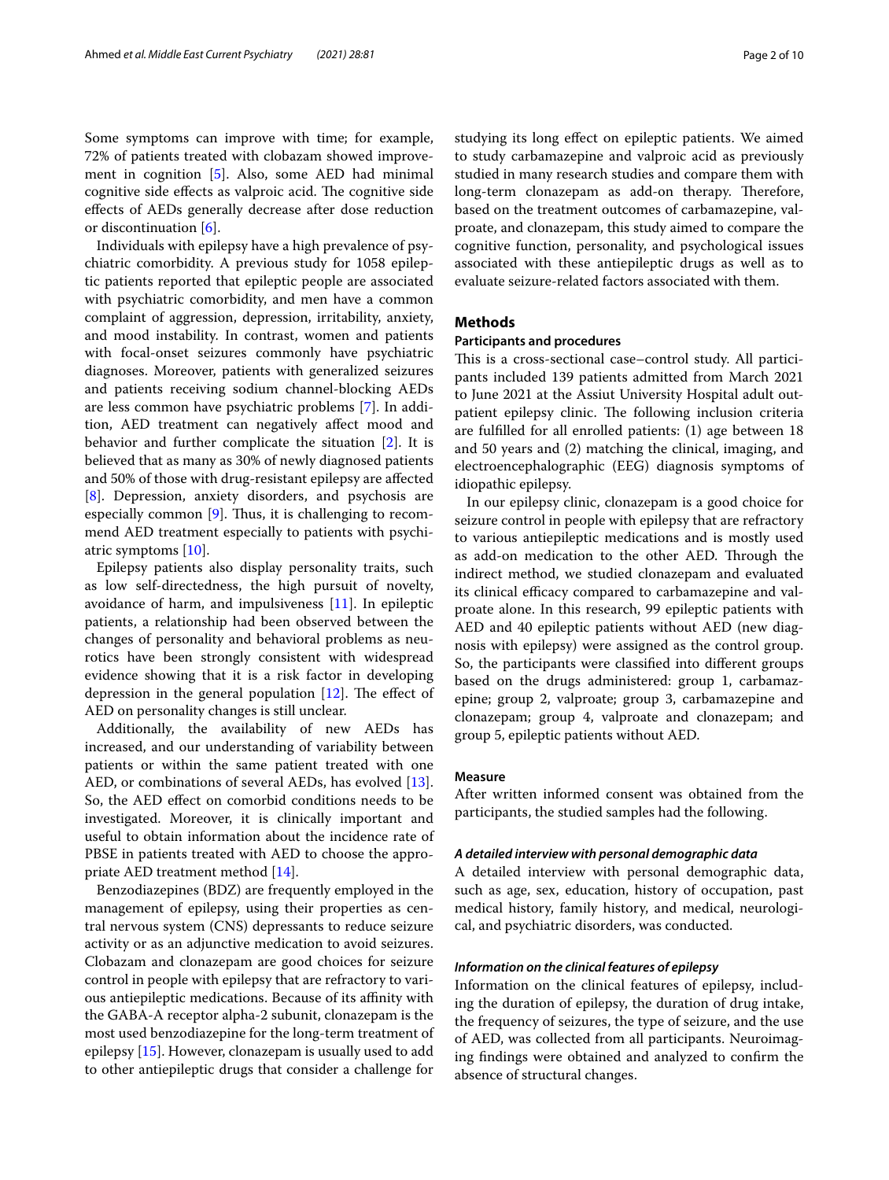Some symptoms can improve with time; for example, 72% of patients treated with clobazam showed improvement in cognition [5]. Also, some AED had minimal cognitive side effects as valproic acid. The cognitive side effects of AEDs generally decrease after dose reduction or discontinuation [6].

Individuals with epilepsy have a high prevalence of psychiatric comorbidity. A previous study for 1058 epileptic patients reported that epileptic people are associated with psychiatric comorbidity, and men have a common complaint of aggression, depression, irritability, anxiety, and mood instability. In contrast, women and patients with focal-onset seizures commonly have psychiatric diagnoses. Moreover, patients with generalized seizures and patients receiving sodium channel-blocking AEDs are less common have psychiatric problems [7]. In addition, AED treatment can negatively affect mood and behavior and further complicate the situation [2]. It is believed that as many as 30% of newly diagnosed patients and 50% of those with drug-resistant epilepsy are affected [8]. Depression, anxiety disorders, and psychosis are especially common [9]. Thus, it is challenging to recommend AED treatment especially to patients with psychiatric symptoms [10].

Epilepsy patients also display personality traits, such as low self-directedness, the high pursuit of novelty, avoidance of harm, and impulsiveness [11]. In epileptic patients, a relationship had been observed between the changes of personality and behavioral problems as neurotics have been strongly consistent with widespread evidence showing that it is a risk factor in developing depression in the general population [12]. The effect of AED on personality changes is still unclear.

Additionally, the availability of new AEDs has increased, and our understanding of variability between patients or within the same patient treated with one AED, or combinations of several AEDs, has evolved [13]. So, the AED effect on comorbid conditions needs to be investigated. Moreover, it is clinically important and useful to obtain information about the incidence rate of PBSE in patients treated with AED to choose the appropriate AED treatment method [14].

Benzodiazepines (BDZ) are frequently employed in the management of epilepsy, using their properties as central nervous system (CNS) depressants to reduce seizure activity or as an adjunctive medication to avoid seizures. Clobazam and clonazepam are good choices for seizure control in people with epilepsy that are refractory to various antiepileptic medications. Because of its affinity with the GABA-A receptor alpha-2 subunit, clonazepam is the most used benzodiazepine for the long-term treatment of epilepsy [15]. However, clonazepam is usually used to add to other antiepileptic drugs that consider a challenge for studying its long effect on epileptic patients. We aimed to study carbamazepine and valproic acid as previously studied in many research studies and compare them with long-term clonazepam as add-on therapy. Therefore, based on the treatment outcomes of carbamazepine, valproate, and clonazepam, this study aimed to compare the cognitive function, personality, and psychological issues associated with these antiepileptic drugs as well as to evaluate seizure-related factors associated with them.

## Methods

### Participants and procedures

This is a cross-sectional case–control study. All participants included 139 patients admitted from March 2021 to June 2021 at the Assiut University Hospital adult outpatient epilepsy clinic. The following inclusion criteria are fulfilled for all enrolled patients: (1) age between 18 and 50 years and (2) matching the clinical, imaging, and electroencephalographic (EEG) diagnosis symptoms of idiopathic epilepsy.

In our epilepsy clinic, clonazepam is a good choice for seizure control in people with epilepsy that are refractory to various antiepileptic medications and is mostly used as add-on medication to the other AED. Through the indirect method, we studied clonazepam and evaluated its clinical efficacy compared to carbamazepine and valproate alone. In this research, 99 epileptic patients with AED and 40 epileptic patients without AED (new diagnosis with epilepsy) were assigned as the control group. So, the participants were classified into different groups based on the drugs administered: group 1, carbamazepine; group 2, valproate; group 3, carbamazepine and clonazepam; group 4, valproate and clonazepam; and group 5, epileptic patients without AED.

### Measure

After written informed consent was obtained from the participants, the studied samples had the following.

#### *A detailed interview with personal demographic data*

A detailed interview with personal demographic data, such as age, sex, education, history of occupation, past medical history, family history, and medical, neurological, and psychiatric disorders, was conducted.

#### *Information on the clinical features of epilepsy*

Information on the clinical features of epilepsy, including the duration of epilepsy, the duration of drug intake, the frequency of seizures, the type of seizure, and the use of AED, was collected from all participants. Neuroimaging findings were obtained and analyzed to confirm the absence of structural changes.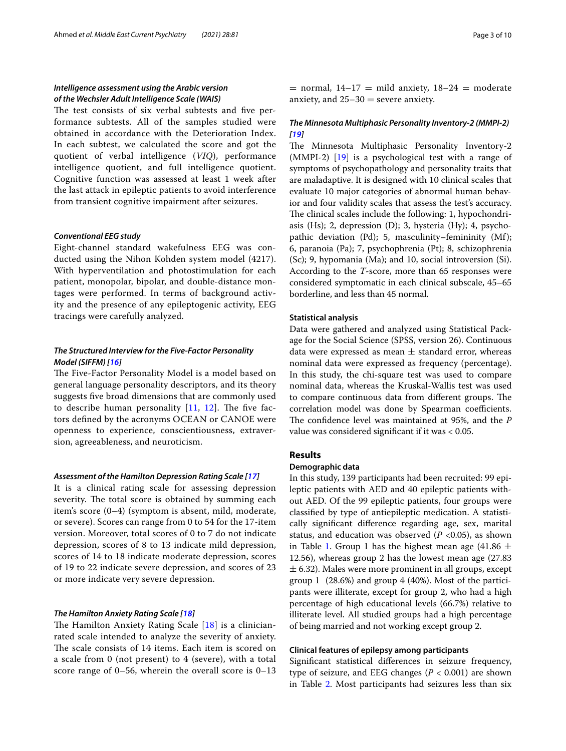### *Intelligence assessment using the Arabic version of the Wechsler Adult Intelligence Scale (WAIS)*

The test consists of six verbal subtests and five performance subtests. All of the samples studied were obtained in accordance with the Deterioration Index. In each subtest, we calculated the score and got the quotient of verbal intelligence (*VIQ*), performance intelligence quotient, and full intelligence quotient. Cognitive function was assessed at least 1 week after the last attack in epileptic patients to avoid interference from transient cognitive impairment after seizures.

### *Conventional EEG study*

Eight-channel standard wakefulness EEG was conducted using the Nihon Kohden system model (4217). With hyperventilation and photostimulation for each patient, monopolar, bipolar, and double-distance montages were performed. In terms of background activity and the presence of any epileptogenic activity, EEG tracings were carefully analyzed.

### *The Structured Interview for the Five-Factor Personality Model (SIFFM) [16]*

The Five-Factor Personality Model is a model based on general language personality descriptors, and its theory suggests five broad dimensions that are commonly used to describe human personality [11, 12]. The five factors defined by the acronyms OCEAN or CANOE were openness to experience, conscientiousness, extraversion, agreeableness, and neuroticism.

### *Assessment of the Hamilton Depression Rating Scale [17]*

It is a clinical rating scale for assessing depression severity. The total score is obtained by summing each item's score (0–4) (symptom is absent, mild, moderate, or severe). Scores can range from 0 to 54 for the 17-item version. Moreover, total scores of 0 to 7 do not indicate depression, scores of 8 to 13 indicate mild depression, scores of 14 to 18 indicate moderate depression, scores of 19 to 22 indicate severe depression, and scores of 23 or more indicate very severe depression.

### *The Hamilton Anxiety Rating Scale [18]*

The Hamilton Anxiety Rating Scale [18] is a clinician-rated scale intended to analyze the severity of anxiety. The scale consists of 14 items. Each item is scored on a scale from 0 (not present) to 4 (severe), with a total score range of 0–56, wherein the overall score is 0–13 = normal, 14–17 = mild anxiety, 18–24 = moderate anxiety, and 25–30 = severe anxiety.

### *The Minnesota Multiphasic Personality Inventory-2 (MMPI-2) [19]*

The Minnesota Multiphasic Personality Inventory-2 (MMPI-2) [19] is a psychological test with a range of symptoms of psychopathology and personality traits that are maladaptive. It is designed with 10 clinical scales that evaluate 10 major categories of abnormal human behavior and four validity scales that assess the test's accuracy. The clinical scales include the following: 1, hypochondriasis (Hs); 2, depression (D); 3, hysteria (Hy); 4, psychopathic deviation (Pd); 5, masculinity–femininity (Mf); 6, paranoia (Pa); 7, psychophrenia (Pt); 8, schizophrenia (Sc); 9, hypomania (Ma); and 10, social introversion (Si). According to the *T*-score, more than 65 responses were considered symptomatic in each clinical subscale, 45–65 borderline, and less than 45 normal.

### Statistical analysis

Data were gathered and analyzed using Statistical Package for the Social Science (SPSS, version 26). Continuous data were expressed as mean ± standard error, whereas nominal data were expressed as frequency (percentage). In this study, the chi-square test was used to compare nominal data, whereas the Kruskal-Wallis test was used to compare continuous data from different groups. The correlation model was done by Spearman coefficients. The confidence level was maintained at 95%, and the *P* value was considered significant if it was < 0.05.

## Results

### Demographic data

In this study, 139 participants had been recruited: 99 epileptic patients with AED and 40 epileptic patients without AED. Of the 99 epileptic patients, four groups were classified by type of antiepileptic medication. A statistically significant difference regarding age, sex, marital status, and education was observed ($P < 0.05$), as shown in Table 1. Group 1 has the highest mean age (41.86 ± 12.56), whereas group 2 has the lowest mean age (27.83 ± 6.32). Males were more prominent in all groups, except group 1 (28.6%) and group 4 (40%). Most of the participants were illiterate, except for group 2, who had a high percentage of high educational levels (66.7%) relative to illiterate level. All studied groups had a high percentage of being married and not working except group 2.

### Clinical features of epilepsy among participants

Significant statistical differences in seizure frequency, type of seizure, and EEG changes ($P < 0.001$) are shown in Table 2. Most participants had seizures less than six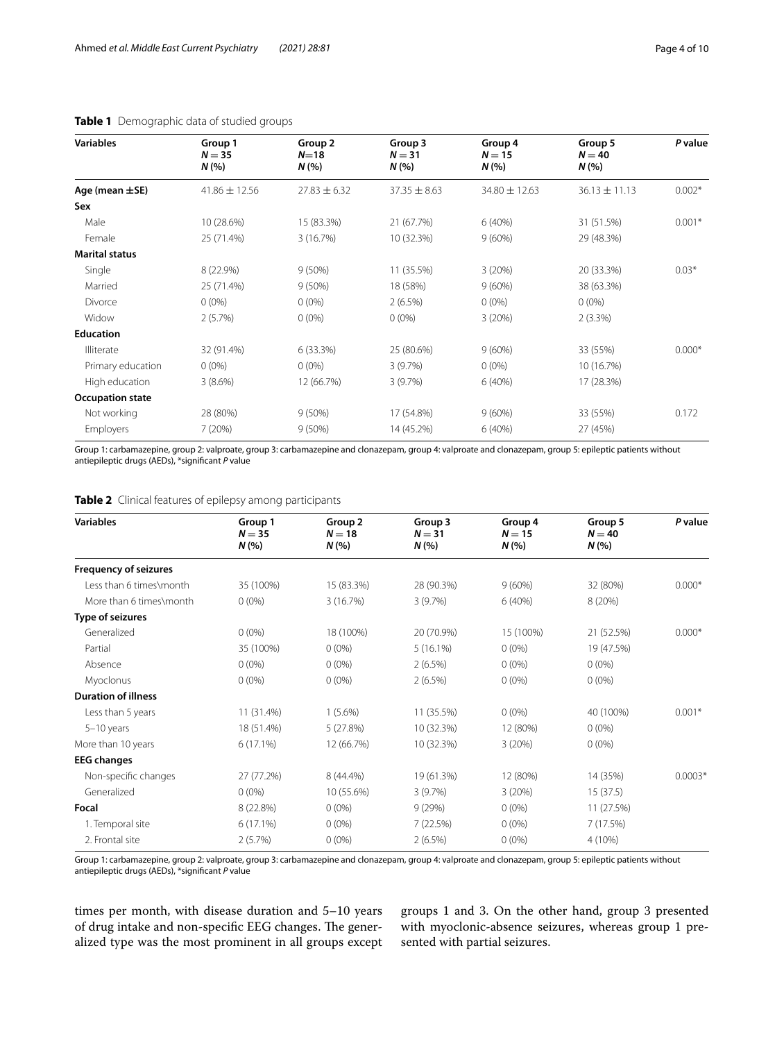**Table 1** Demographic data of studied groups

| Variables | Group 1 $N=35$ N (%) | Group 2 $N=18$ N (%) | Group 3 $N=31$ N (%) | Group 4 $N=15$ N (%) | Group 5 $N=40$ N (%) | P value |
|---|---|---|---|---|---|---|
| **Age (mean ±SE)** | 41.86 ± 12.56 | 27.83 ± 6.32 | 37.35 ± 8.63 | 34.80 ± 12.63 | 36.13 ± 11.13 | 0.002* |
| **Sex** | | | | | | |
| Male | 10 (28.6%) | 15 (83.3%) | 21 (67.7%) | 6 (40%) | 31 (51.5%) | 0.001* |
| Female | 25 (71.4%) | 3 (16.7%) | 10 (32.3%) | 9 (60%) | 29 (48.3%) | |
| **Marital status** | | | | | | |
| Single | 8 (22.9%) | 9 (50%) | 11 (35.5%) | 3 (20%) | 20 (33.3%) | 0.03* |
| Married | 25 (71.4%) | 9 (50%) | 18 (58%) | 9 (60%) | 38 (63.3%) | |
| Divorce | 0 (0%) | 0 (0%) | 2 (6.5%) | 0 (0%) | 0 (0%) | |
| Widow | 2 (5.7%) | 0 (0%) | 0 (0%) | 3 (20%) | 2 (3.3%) | |
| **Education** | | | | | | |
| Illiterate | 32 (91.4%) | 6 (33.3%) | 25 (80.6%) | 9 (60%) | 33 (55%) | 0.000* |
| Primary education | 0 (0%) | 0 (0%) | 3 (9.7%) | 0 (0%) | 10 (16.7%) | |
| High education | 3 (8.6%) | 12 (66.7%) | 3 (9.7%) | 6 (40%) | 17 (28.3%) | |
| **Occupation state** | | | | | | |
| Not working | 28 (80%) | 9 (50%) | 17 (54.8%) | 9 (60%) | 33 (55%) | 0.172 |
| Employers | 7 (20%) | 9 (50%) | 14 (45.2%) | 6 (40%) | 27 (45%) | |

Group 1: carbamazepine, group 2: valproate, group 3: carbamazepine and clonazepam, group 4: valproate and clonazepam, group 5: epileptic patients without antiepileptic drugs (AEDs), *significant P value

**Table 2** Clinical features of epilepsy among participants

| Variables | Group 1 $N=35$ N (%) | Group 2 $N=18$ N (%) | Group 3 $N=31$ N (%) | Group 4 $N=15$ N (%) | Group 5 $N=40$ N (%) | P value |
|---|---|---|---|---|---|---|
| **Frequency of seizures** | | | | | | |
| Less than 6 times\month | 35 (100%) | 15 (83.3%) | 28 (90.3%) | 9 (60%) | 32 (80%) | 0.000* |
| More than 6 times\month | 0 (0%) | 3 (16.7%) | 3 (9.7%) | 6 (40%) | 8 (20%) | |
| **Type of seizures** | | | | | | |
| Generalized | 0 (0%) | 18 (100%) | 20 (70.9%) | 15 (100%) | 21 (52.5%) | 0.000* |
| Partial | 35 (100%) | 0 (0%) | 5 (16.1%) | 0 (0%) | 19 (47.5%) | |
| Absence | 0 (0%) | 0 (0%) | 2 (6.5%) | 0 (0%) | 0 (0%) | |
| Myoclonus | 0 (0%) | 0 (0%) | 2 (6.5%) | 0 (0%) | 0 (0%) | |
| **Duration of illness** | | | | | | |
| Less than 5 years | 11 (31.4%) | 1 (5.6%) | 11 (35.5%) | 0 (0%) | 40 (100%) | 0.001* |
| 5–10 years | 18 (51.4%) | 5 (27.8%) | 10 (32.3%) | 12 (80%) | 0 (0%) | |
| More than 10 years | 6 (17.1%) | 12 (66.7%) | 10 (32.3%) | 3 (20%) | 0 (0%) | |
| **EEG changes** | | | | | | |
| Non-specific changes | 27 (77.2%) | 8 (44.4%) | 19 (61.3%) | 12 (80%) | 14 (35%) | 0.0003* |
| Generalized | 0 (0%) | 10 (55.6%) | 3 (9.7%) | 3 (20%) | 15 (37.5) | |
| **Focal** | 8 (22.8%) | 0 (0%) | 9 (29%) | 0 (0%) | 11 (27.5%) | |
| 1. Temporal site | 6 (17.1%) | 0 (0%) | 7 (22.5%) | 0 (0%) | 7 (17.5%) | |
| 2. Frontal site | 2 (5.7%) | 0 (0%) | 2 (6.5%) | 0 (0%) | 4 (10%) | |

Group 1: carbamazepine, group 2: valproate, group 3: carbamazepine and clonazepam, group 4: valproate and clonazepam, group 5: epileptic patients without antiepileptic drugs (AEDs), *significant P value

times per month, with disease duration and 5–10 years of drug intake and non-specific EEG changes. The generalized type was the most prominent in all groups except groups 1 and 3. On the other hand, group 3 presented with myoclonic-absence seizures, whereas group 1 presented with partial seizures.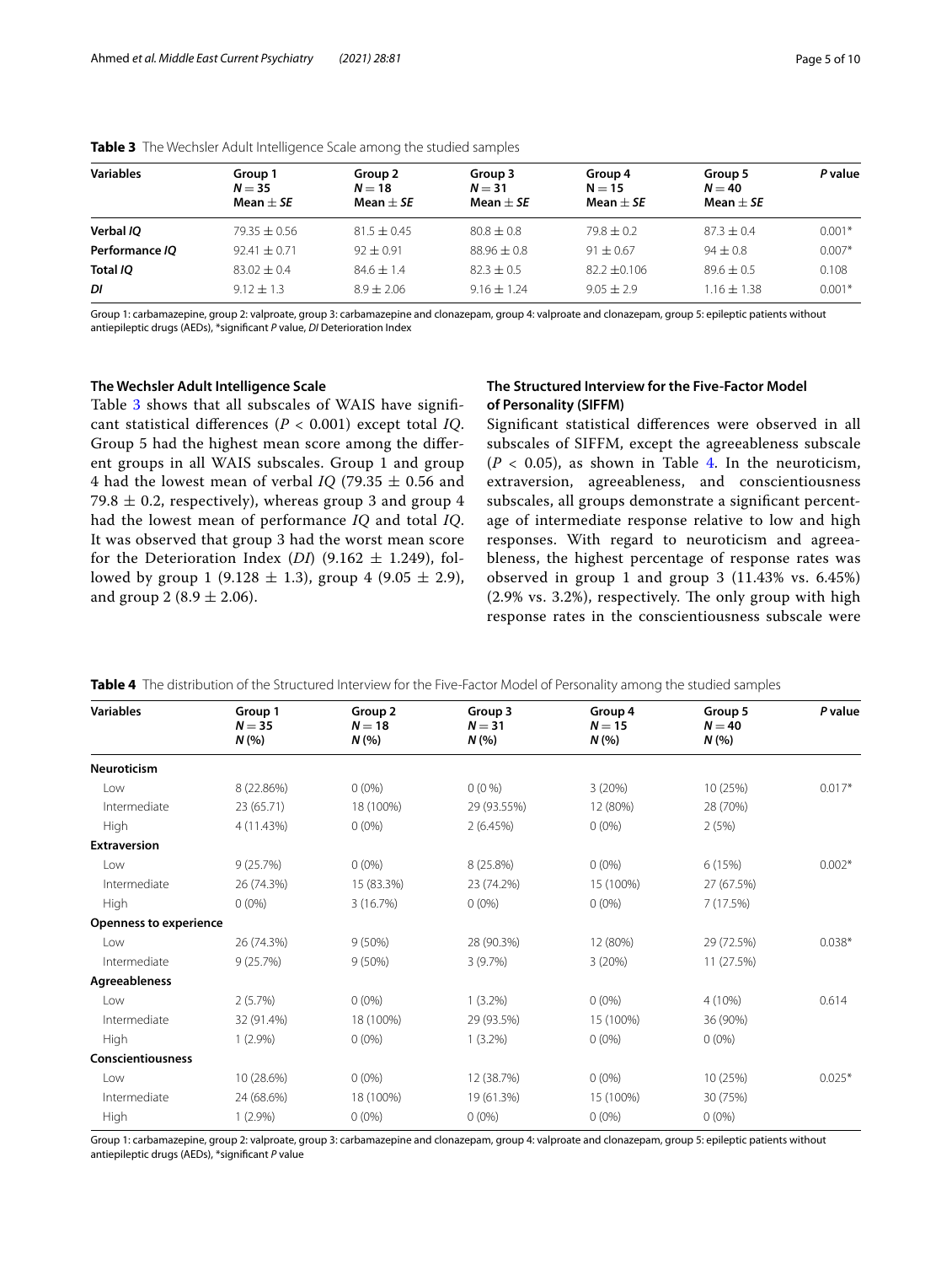**Table 3** The Wechsler Adult Intelligence Scale among the studied samples

| Variables | Group 1 $N = 35$ Mean ± SE | Group 2 $N = 18$ Mean ± SE | Group 3 $N = 31$ Mean ± SE | Group 4 N = 15 Mean ± SE | Group 5 $N = 40$ Mean ± SE | P value |
|---|---|---|---|---|---|---|
| **Verbal *IQ*** | 79.35 ± 0.56 | 81.5 ± 0.45 | 80.8 ± 0.8 | 79.8 ± 0.2 | 87.3 ± 0.4 | 0.001* |
| **Performance *IQ*** | 92.41 ± 0.71 | 92 ± 0.91 | 88.96 ± 0.8 | 91 ± 0.67 | 94 ± 0.8 | 0.007* |
| **Total *IQ*** | 83.02 ± 0.4 | 84.6 ± 1.4 | 82.3 ± 0.5 | 82.2 ±0.106 | 89.6 ± 0.5 | 0.108 |
| ***DI*** | 9.12 ± 1.3 | 8.9 ± 2.06 | 9.16 ± 1.24 | 9.05 ± 2.9 | 1.16 ± 1.38 | 0.001* |

Group 1: carbamazepine, group 2: valproate, group 3: carbamazepine and clonazepam, group 4: valproate and clonazepam, group 5: epileptic patients without antiepileptic drugs (AEDs), *significant *P* value, *DI* Deterioration Index

### The Wechsler Adult Intelligence Scale

Table 3 shows that all subscales of WAIS have significant statistical differences ($P < 0.001$) except total *IQ*. Group 5 had the highest mean score among the different groups in all WAIS subscales. Group 1 and group 4 had the lowest mean of verbal *IQ* (79.35 ± 0.56 and 79.8 ± 0.2, respectively), whereas group 3 and group 4 had the lowest mean of performance *IQ* and total *IQ*. It was observed that group 3 had the worst mean score for the Deterioration Index (*DI*) (9.162 ± 1.249), followed by group 1 (9.128 ± 1.3), group 4 (9.05 ± 2.9), and group 2 (8.9 ± 2.06).

### The Structured Interview for the Five-Factor Model of Personality (SIFFM)

Significant statistical differences were observed in all subscales of SIFFM, except the agreeableness subscale ($P < 0.05$), as shown in Table 4. In the neuroticism, extraversion, agreeableness, and conscientiousness subscales, all groups demonstrate a significant percentage of intermediate response relative to low and high responses. With regard to neuroticism and agreeableness, the highest percentage of response rates was observed in group 1 and group 3 (11.43% vs. 6.45%) (2.9% vs. 3.2%), respectively. The only group with high response rates in the conscientiousness subscale were

**Table 4** The distribution of the Structured Interview for the Five-Factor Model of Personality among the studied samples

| Variables | Group 1 $N = 35$ N (%) | Group 2 $N = 18$ N (%) | Group 3 $N = 31$ N (%) | Group 4 $N = 15$ N (%) | Group 5 $N = 40$ N (%) | P value |
|---|---|---|---|---|---|---|
| **Neuroticism** | | | | | | |
| Low | 8 (22.86%) | 0 (0%) | 0 (0 %) | 3 (20%) | 10 (25%) | 0.017* |
| Intermediate | 23 (65.71) | 18 (100%) | 29 (93.55%) | 12 (80%) | 28 (70%) | |
| High | 4 (11.43%) | 0 (0%) | 2 (6.45%) | 0 (0%) | 2 (5%) | |
| **Extraversion** | | | | | | |
| Low | 9 (25.7%) | 0 (0%) | 8 (25.8%) | 0 (0%) | 6 (15%) | 0.002* |
| Intermediate | 26 (74.3%) | 15 (83.3%) | 23 (74.2%) | 15 (100%) | 27 (67.5%) | |
| High | 0 (0%) | 3 (16.7%) | 0 (0%) | 0 (0%) | 7 (17.5%) | |
| **Openness to experience** | | | | | | |
| Low | 26 (74.3%) | 9 (50%) | 28 (90.3%) | 12 (80%) | 29 (72.5%) | 0.038* |
| Intermediate | 9 (25.7%) | 9 (50%) | 3 (9.7%) | 3 (20%) | 11 (27.5%) | |
| **Agreeableness** | | | | | | |
| Low | 2 (5.7%) | 0 (0%) | 1 (3.2%) | 0 (0%) | 4 (10%) | 0.614 |
| Intermediate | 32 (91.4%) | 18 (100%) | 29 (93.5%) | 15 (100%) | 36 (90%) | |
| High | 1 (2.9%) | 0 (0%) | 1 (3.2%) | 0 (0%) | 0 (0%) | |
| **Conscientiousness** | | | | | | |
| Low | 10 (28.6%) | 0 (0%) | 12 (38.7%) | 0 (0%) | 10 (25%) | 0.025* |
| Intermediate | 24 (68.6%) | 18 (100%) | 19 (61.3%) | 15 (100%) | 30 (75%) | |
| High | 1 (2.9%) | 0 (0%) | 0 (0%) | 0 (0%) | 0 (0%) | |

Group 1: carbamazepine, group 2: valproate, group 3: carbamazepine and clonazepam, group 4: valproate and clonazepam, group 5: epileptic patients without antiepileptic drugs (AEDs), *significant *P* value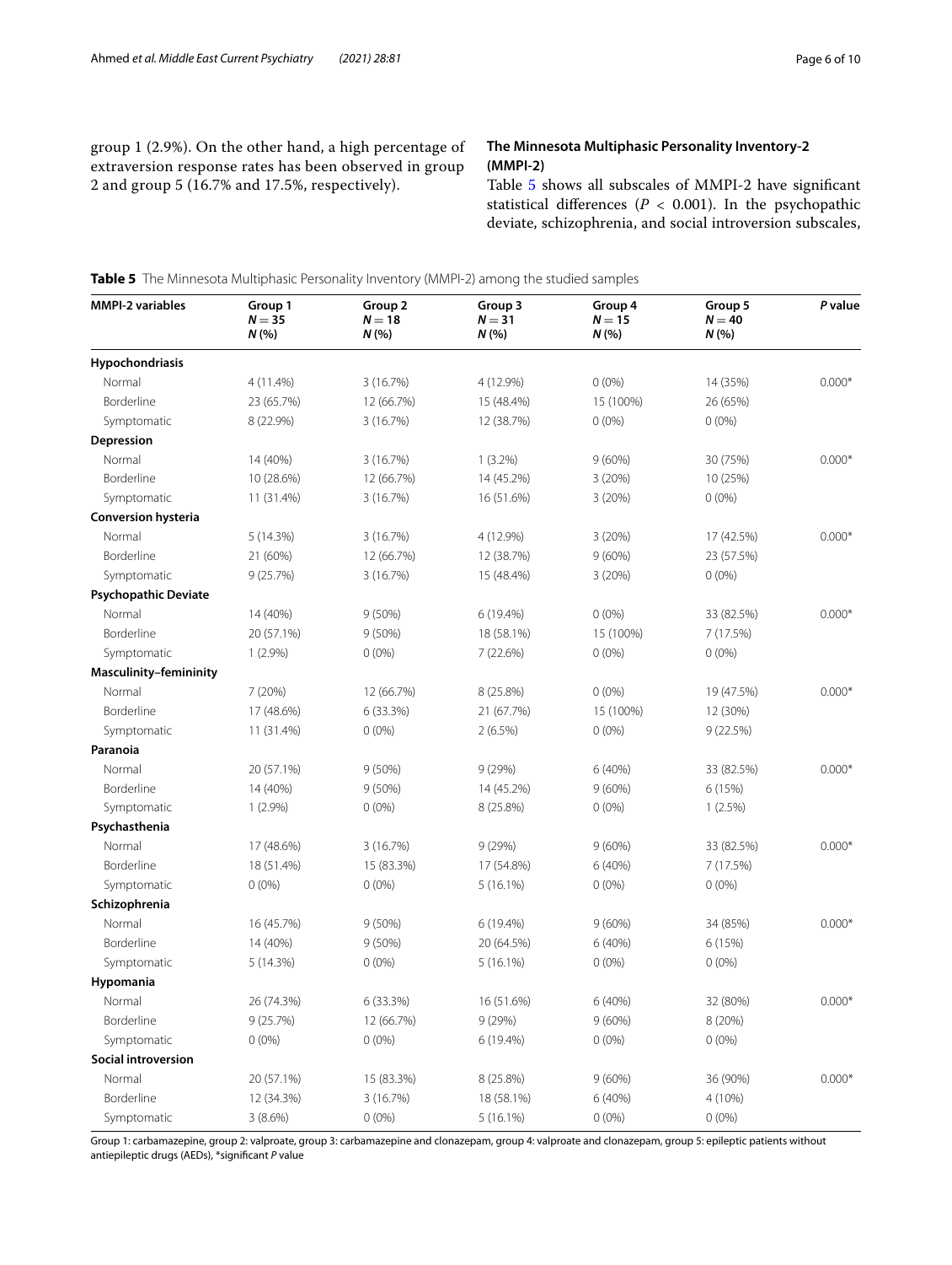group 1 (2.9%). On the other hand, a high percentage of extraversion response rates has been observed in group 2 and group 5 (16.7% and 17.5%, respectively).

### The Minnesota Multiphasic Personality Inventory-2 (MMPI-2)

Table 5 shows all subscales of MMPI-2 have significant statistical differences ($P$ < 0.001). In the psychopathic deviate, schizophrenia, and social introversion subscales,

**Table 5** The Minnesota Multiphasic Personality Inventory (MMPI-2) among the studied samples

| MMPI-2 variables | Group 1 $N = 35$ $N$ (%) | Group 2 $N = 18$ $N$ (%) | Group 3 $N = 31$ $N$ (%) | Group 4 $N = 15$ $N$ (%) | Group 5 $N = 40$ $N$ (%) | $P$ value |
|---|---|---|---|---|---|---|
| **Hypochondriasis** | | | | | | |
| Normal | 4 (11.4%) | 3 (16.7%) | 4 (12.9%) | 0 (0%) | 14 (35%) | 0.000* |
| Borderline | 23 (65.7%) | 12 (66.7%) | 15 (48.4%) | 15 (100%) | 26 (65%) | |
| Symptomatic | 8 (22.9%) | 3 (16.7%) | 12 (38.7%) | 0 (0%) | 0 (0%) | |
| **Depression** | | | | | | |
| Normal | 14 (40%) | 3 (16.7%) | 1 (3.2%) | 9 (60%) | 30 (75%) | 0.000* |
| Borderline | 10 (28.6%) | 12 (66.7%) | 14 (45.2%) | 3 (20%) | 10 (25%) | |
| Symptomatic | 11 (31.4%) | 3 (16.7%) | 16 (51.6%) | 3 (20%) | 0 (0%) | |
| **Conversion hysteria** | | | | | | |
| Normal | 5 (14.3%) | 3 (16.7%) | 4 (12.9%) | 3 (20%) | 17 (42.5%) | 0.000* |
| Borderline | 21 (60%) | 12 (66.7%) | 12 (38.7%) | 9 (60%) | 23 (57.5%) | |
| Symptomatic | 9 (25.7%) | 3 (16.7%) | 15 (48.4%) | 3 (20%) | 0 (0%) | |
| **Psychopathic Deviate** | | | | | | |
| Normal | 14 (40%) | 9 (50%) | 6 (19.4%) | 0 (0%) | 33 (82.5%) | 0.000* |
| Borderline | 20 (57.1%) | 9 (50%) | 18 (58.1%) | 15 (100%) | 7 (17.5%) | |
| Symptomatic | 1 (2.9%) | 0 (0%) | 7 (22.6%) | 0 (0%) | 0 (0%) | |
| **Masculinity–femininity** | | | | | | |
| Normal | 7 (20%) | 12 (66.7%) | 8 (25.8%) | 0 (0%) | 19 (47.5%) | 0.000* |
| Borderline | 17 (48.6%) | 6 (33.3%) | 21 (67.7%) | 15 (100%) | 12 (30%) | |
| Symptomatic | 11 (31.4%) | 0 (0%) | 2 (6.5%) | 0 (0%) | 9 (22.5%) | |
| **Paranoia** | | | | | | |
| Normal | 20 (57.1%) | 9 (50%) | 9 (29%) | 6 (40%) | 33 (82.5%) | 0.000* |
| Borderline | 14 (40%) | 9 (50%) | 14 (45.2%) | 9 (60%) | 6 (15%) | |
| Symptomatic | 1 (2.9%) | 0 (0%) | 8 (25.8%) | 0 (0%) | 1 (2.5%) | |
| **Psychasthenia** | | | | | | |
| Normal | 17 (48.6%) | 3 (16.7%) | 9 (29%) | 9 (60%) | 33 (82.5%) | 0.000* |
| Borderline | 18 (51.4%) | 15 (83.3%) | 17 (54.8%) | 6 (40%) | 7 (17.5%) | |
| Symptomatic | 0 (0%) | 0 (0%) | 5 (16.1%) | 0 (0%) | 0 (0%) | |
| **Schizophrenia** | | | | | | |
| Normal | 16 (45.7%) | 9 (50%) | 6 (19.4%) | 9 (60%) | 34 (85%) | 0.000* |
| Borderline | 14 (40%) | 9 (50%) | 20 (64.5%) | 6 (40%) | 6 (15%) | |
| Symptomatic | 5 (14.3%) | 0 (0%) | 5 (16.1%) | 0 (0%) | 0 (0%) | |
| **Hypomania** | | | | | | |
| Normal | 26 (74.3%) | 6 (33.3%) | 16 (51.6%) | 6 (40%) | 32 (80%) | 0.000* |
| Borderline | 9 (25.7%) | 12 (66.7%) | 9 (29%) | 9 (60%) | 8 (20%) | |
| Symptomatic | 0 (0%) | 0 (0%) | 6 (19.4%) | 0 (0%) | 0 (0%) | |
| **Social introversion** | | | | | | |
| Normal | 20 (57.1%) | 15 (83.3%) | 8 (25.8%) | 9 (60%) | 36 (90%) | 0.000* |
| Borderline | 12 (34.3%) | 3 (16.7%) | 18 (58.1%) | 6 (40%) | 4 (10%) | |
| Symptomatic | 3 (8.6%) | 0 (0%) | 5 (16.1%) | 0 (0%) | 0 (0%) | |

Group 1: carbamazepine, group 2: valproate, group 3: carbamazepine and clonazepam, group 4: valproate and clonazepam, group 5: epileptic patients without antiepileptic drugs (AEDs), *significant $P$ value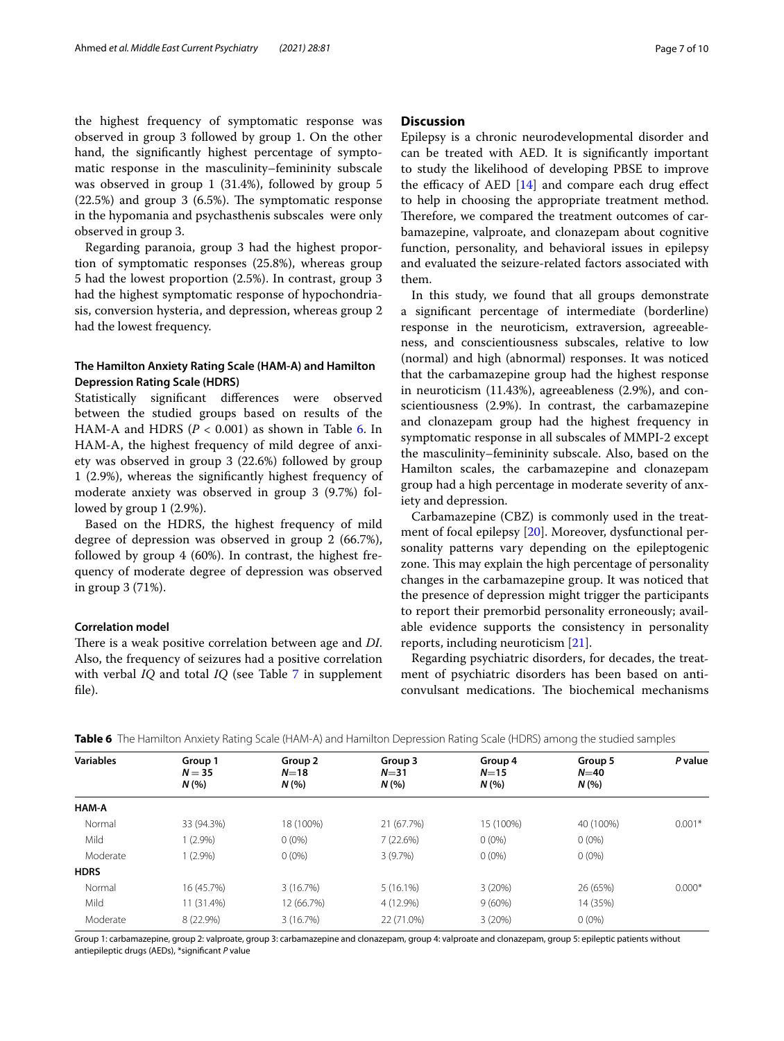the highest frequency of symptomatic response was observed in group 3 followed by group 1. On the other hand, the significantly highest percentage of symptomatic response in the masculinity–femininity subscale was observed in group 1 (31.4%), followed by group 5 (22.5%) and group 3 (6.5%). The symptomatic response in the hypomania and psychasthenis subscales were only observed in group 3.

Regarding paranoia, group 3 had the highest proportion of symptomatic responses (25.8%), whereas group 5 had the lowest proportion (2.5%). In contrast, group 3 had the highest symptomatic response of hypochondriasis, conversion hysteria, and depression, whereas group 2 had the lowest frequency.

### The Hamilton Anxiety Rating Scale (HAM-A) and Hamilton Depression Rating Scale (HDRS)

Statistically significant differences were observed between the studied groups based on results of the HAM-A and HDRS ($P < 0.001$) as shown in Table 6. In HAM-A, the highest frequency of mild degree of anxiety was observed in group 3 (22.6%) followed by group 1 (2.9%), whereas the significantly highest frequency of moderate anxiety was observed in group 3 (9.7%) followed by group 1 (2.9%).

Based on the HDRS, the highest frequency of mild degree of depression was observed in group 2 (66.7%), followed by group 4 (60%). In contrast, the highest frequency of moderate degree of depression was observed in group 3 (71%).

### Correlation model

There is a weak positive correlation between age and *DI*. Also, the frequency of seizures had a positive correlation with verbal *IQ* and total *IQ* (see Table 7 in supplement file).

## Discussion

Epilepsy is a chronic neurodevelopmental disorder and can be treated with AED. It is significantly important to study the likelihood of developing PBSE to improve the efficacy of AED [14] and compare each drug effect to help in choosing the appropriate treatment method. Therefore, we compared the treatment outcomes of carbamazepine, valproate, and clonazepam about cognitive function, personality, and behavioral issues in epilepsy and evaluated the seizure-related factors associated with them.

In this study, we found that all groups demonstrate a significant percentage of intermediate (borderline) response in the neuroticism, extraversion, agreeableness, and conscientiousness subscales, relative to low (normal) and high (abnormal) responses. It was noticed that the carbamazepine group had the highest response in neuroticism (11.43%), agreeableness (2.9%), and conscientiousness (2.9%). In contrast, the carbamazepine and clonazepam group had the highest frequency in symptomatic response in all subscales of MMPI-2 except the masculinity–femininity subscale. Also, based on the Hamilton scales, the carbamazepine and clonazepam group had a high percentage in moderate severity of anxiety and depression.

Carbamazepine (CBZ) is commonly used in the treatment of focal epilepsy [20]. Moreover, dysfunctional personality patterns vary depending on the epileptogenic zone. This may explain the high percentage of personality changes in the carbamazepine group. It was noticed that the presence of depression might trigger the participants to report their premorbid personality erroneously; available evidence supports the consistency in personality reports, including neuroticism [21].

Regarding psychiatric disorders, for decades, the treatment of psychiatric disorders has been based on anticonvulsant medications. The biochemical mechanisms

**Table 6** The Hamilton Anxiety Rating Scale (HAM-A) and Hamilton Depression Rating Scale (HDRS) among the studied samples

| Variables | Group 1 $N = 35$ N (%) | Group 2 $N=18$ N (%) | Group 3 $N=31$ N (%) | Group 4 $N=15$ N (%) | Group 5 $N=40$ N (%) | *P* value |
|---|---|---|---|---|---|---|
| **HAM-A** | | | | | | |
| Normal | 33 (94.3%) | 18 (100%) | 21 (67.7%) | 15 (100%) | 40 (100%) | 0.001* |
| Mild | 1 (2.9%) | 0 (0%) | 7 (22.6%) | 0 (0%) | 0 (0%) | |
| Moderate | 1 (2.9%) | 0 (0%) | 3 (9.7%) | 0 (0%) | 0 (0%) | |
| **HDRS** | | | | | | |
| Normal | 16 (45.7%) | 3 (16.7%) | 5 (16.1%) | 3 (20%) | 26 (65%) | 0.000* |
| Mild | 11 (31.4%) | 12 (66.7%) | 4 (12.9%) | 9 (60%) | 14 (35%) | |
| Moderate | 8 (22.9%) | 3 (16.7%) | 22 (71.0%) | 3 (20%) | 0 (0%) | |

Group 1: carbamazepine, group 2: valproate, group 3: carbamazepine and clonazepam, group 4: valproate and clonazepam, group 5: epileptic patients without antiepileptic drugs (AEDs), *significant *P* value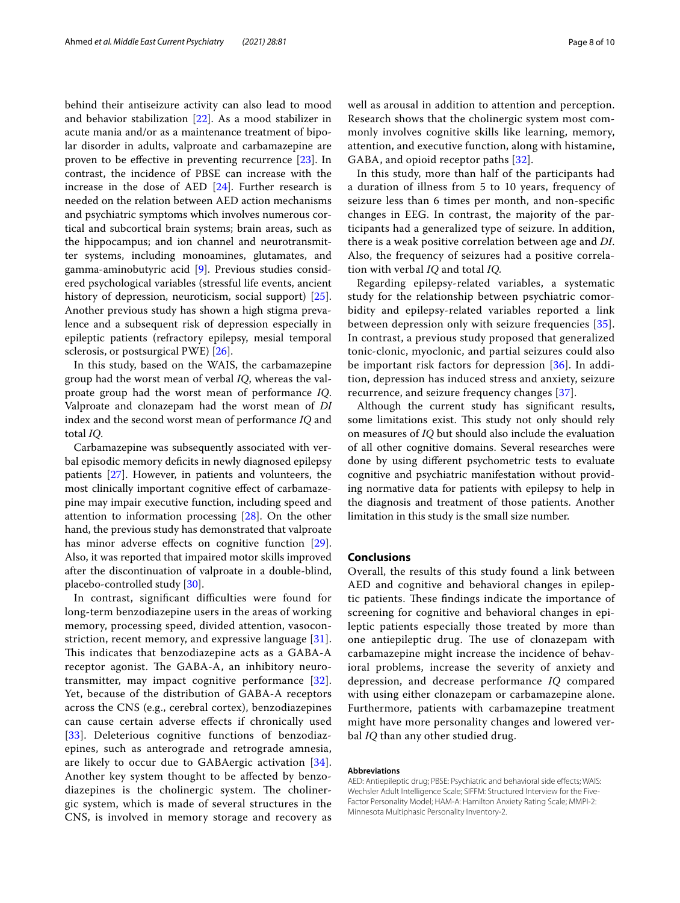behind their antiseizure activity can also lead to mood and behavior stabilization [22]. As a mood stabilizer in acute mania and/or as a maintenance treatment of bipolar disorder in adults, valproate and carbamazepine are proven to be effective in preventing recurrence [23]. In contrast, the incidence of PBSE can increase with the increase in the dose of AED [24]. Further research is needed on the relation between AED action mechanisms and psychiatric symptoms which involves numerous cortical and subcortical brain systems; brain areas, such as the hippocampus; and ion channel and neurotransmitter systems, including monoamines, glutamates, and gamma-aminobutyric acid [9]. Previous studies considered psychological variables (stressful life events, ancient history of depression, neuroticism, social support) [25]. Another previous study has shown a high stigma prevalence and a subsequent risk of depression especially in epileptic patients (refractory epilepsy, mesial temporal sclerosis, or postsurgical PWE) [26].

In this study, based on the WAIS, the carbamazepine group had the worst mean of verbal *IQ*, whereas the valproate group had the worst mean of performance *IQ*. Valproate and clonazepam had the worst mean of *DI* index and the second worst mean of performance *IQ* and total *IQ*.

Carbamazepine was subsequently associated with verbal episodic memory deficits in newly diagnosed epilepsy patients [27]. However, in patients and volunteers, the most clinically important cognitive effect of carbamazepine may impair executive function, including speed and attention to information processing [28]. On the other hand, the previous study has demonstrated that valproate has minor adverse effects on cognitive function [29]. Also, it was reported that impaired motor skills improved after the discontinuation of valproate in a double-blind, placebo-controlled study [30].

In contrast, significant difficulties were found for long-term benzodiazepine users in the areas of working memory, processing speed, divided attention, vasoconstriction, recent memory, and expressive language [31]. This indicates that benzodiazepine acts as a GABA-A receptor agonist. The GABA-A, an inhibitory neurotransmitter, may impact cognitive performance [32]. Yet, because of the distribution of GABA-A receptors across the CNS (e.g., cerebral cortex), benzodiazepines can cause certain adverse effects if chronically used [33]. Deleterious cognitive functions of benzodiazepines, such as anterograde and retrograde amnesia, are likely to occur due to GABAergic activation [34]. Another key system thought to be affected by benzodiazepines is the cholinergic system. The cholinergic system, which is made of several structures in the CNS, is involved in memory storage and recovery as well as arousal in addition to attention and perception. Research shows that the cholinergic system most commonly involves cognitive skills like learning, memory, attention, and executive function, along with histamine, GABA, and opioid receptor paths [32].

In this study, more than half of the participants had a duration of illness from 5 to 10 years, frequency of seizure less than 6 times per month, and non-specific changes in EEG. In contrast, the majority of the participants had a generalized type of seizure. In addition, there is a weak positive correlation between age and *DI*. Also, the frequency of seizures had a positive correlation with verbal *IQ* and total *IQ*.

Regarding epilepsy-related variables, a systematic study for the relationship between psychiatric comorbidity and epilepsy-related variables reported a link between depression only with seizure frequencies [35]. In contrast, a previous study proposed that generalized tonic-clonic, myoclonic, and partial seizures could also be important risk factors for depression [36]. In addition, depression has induced stress and anxiety, seizure recurrence, and seizure frequency changes [37].

Although the current study has significant results, some limitations exist. This study not only should rely on measures of *IQ* but should also include the evaluation of all other cognitive domains. Several researches were done by using different psychometric tests to evaluate cognitive and psychiatric manifestation without providing normative data for patients with epilepsy to help in the diagnosis and treatment of those patients. Another limitation in this study is the small size number.

## Conclusions

Overall, the results of this study found a link between AED and cognitive and behavioral changes in epileptic patients. These findings indicate the importance of screening for cognitive and behavioral changes in epileptic patients especially those treated by more than one antiepileptic drug. The use of clonazepam with carbamazepine might increase the incidence of behavioral problems, increase the severity of anxiety and depression, and decrease performance *IQ* compared with using either clonazepam or carbamazepine alone. Furthermore, patients with carbamazepine treatment might have more personality changes and lowered verbal *IQ* than any other studied drug.

#### Abbreviations

AED: Antiepileptic drug; PBSE: Psychiatric and behavioral side effects; WAIS: Wechsler Adult Intelligence Scale; SIFFM: Structured Interview for the Five-Factor Personality Model; HAM-A: Hamilton Anxiety Rating Scale; MMPI-2: Minnesota Multiphasic Personality Inventory-2.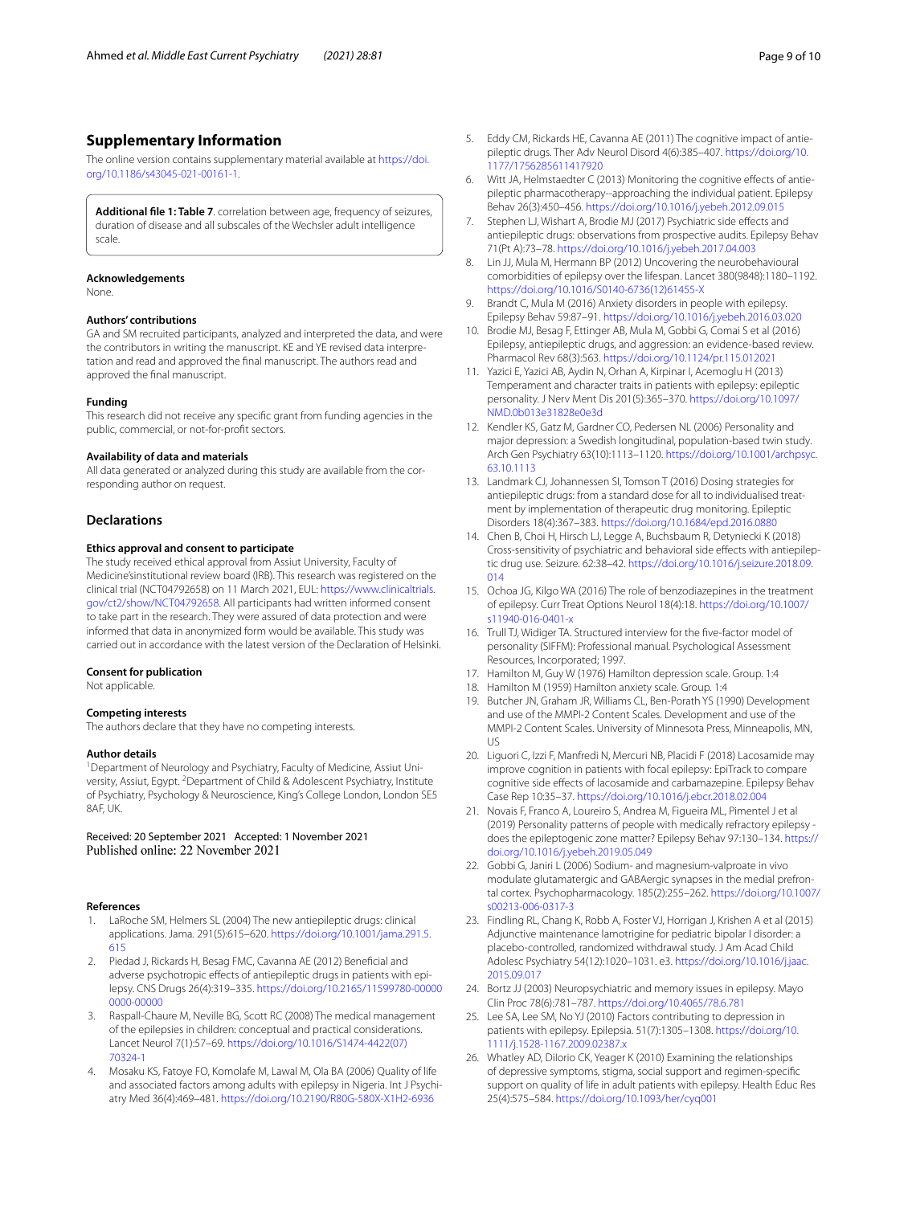## Supplementary Information

The online version contains supplementary material available at https://doi.org/10.1186/s43045-021-00161-1.

**Additional file 1: Table 7**. correlation between age, frequency of seizures, duration of disease and all subscales of the Wechsler adult intelligence scale.

#### Acknowledgements

None.

#### Authors' contributions

GA and SM recruited participants, analyzed and interpreted the data, and were the contributors in writing the manuscript. KE and YE revised data interpretation and read and approved the final manuscript. The authors read and approved the final manuscript.

#### Funding

This research did not receive any specific grant from funding agencies in the public, commercial, or not-for-profit sectors.

#### Availability of data and materials

All data generated or analyzed during this study are available from the corresponding author on request.

## Declarations

#### Ethics approval and consent to participate

The study received ethical approval from Assiut University, Faculty of Medicine'sinstitutional review board (IRB). This research was registered on the clinical trial (NCT04792658) on 11 March 2021, EUL: https://www.clinicaltrials.gov/ct2/show/NCT04792658. All participants had written informed consent to take part in the research. They were assured of data protection and were informed that data in anonymized form would be available. This study was carried out in accordance with the latest version of the Declaration of Helsinki.

#### Consent for publication

Not applicable.

#### Competing interests

The authors declare that they have no competing interests.

#### Author details

[1]Department of Neurology and Psychiatry, Faculty of Medicine, Assiut University, Assiut, Egypt. [2]Department of Child & Adolescent Psychiatry, Institute of Psychiatry, Psychology & Neuroscience, King's College London, London SE5 8AF, UK.

Received: 20 September 2021 Accepted: 1 November 2021
Published online: 22 November 2021

#### References

1. LaRoche SM, Helmers SL (2004) The new antiepileptic drugs: clinical applications. Jama. 291(5):615–620. https://doi.org/10.1001/jama.291.5.615
2. Piedad J, Rickards H, Besag FMC, Cavanna AE (2012) Beneficial and adverse psychotropic effects of antiepileptic drugs in patients with epilepsy. CNS Drugs 26(4):319–335. https://doi.org/10.2165/11599780-000000000-00000
3. Raspall-Chaure M, Neville BG, Scott RC (2008) The medical management of the epilepsies in children: conceptual and practical considerations. Lancet Neurol 7(1):57–69. https://doi.org/10.1016/S1474-4422(07)70324-1
4. Mosaku KS, Fatoye FO, Komolafe M, Lawal M, Ola BA (2006) Quality of life and associated factors among adults with epilepsy in Nigeria. Int J Psychiatry Med 36(4):469–481. https://doi.org/10.2190/R80G-580X-X1H2-6936
5. Eddy CM, Rickards HE, Cavanna AE (2011) The cognitive impact of antiepileptic drugs. Ther Adv Neurol Disord 4(6):385–407. https://doi.org/10.1177/1756285611417920
6. Witt JA, Helmstaedter C (2013) Monitoring the cognitive effects of antiepileptic pharmacotherapy--approaching the individual patient. Epilepsy Behav 26(3):450–456. https://doi.org/10.1016/j.yebeh.2012.09.015
7. Stephen LJ, Wishart A, Brodie MJ (2017) Psychiatric side effects and antiepileptic drugs: observations from prospective audits. Epilepsy Behav 71(Pt A):73–78. https://doi.org/10.1016/j.yebeh.2017.04.003
8. Lin JJ, Mula M, Hermann BP (2012) Uncovering the neurobehavioural comorbidities of epilepsy over the lifespan. Lancet 380(9848):1180–1192. https://doi.org/10.1016/S0140-6736(12)61455-X
9. Brandt C, Mula M (2016) Anxiety disorders in people with epilepsy. Epilepsy Behav 59:87–91. https://doi.org/10.1016/j.yebeh.2016.03.020
10. Brodie MJ, Besag F, Ettinger AB, Mula M, Gobbi G, Comai S et al (2016) Epilepsy, antiepileptic drugs, and aggression: an evidence-based review. Pharmacol Rev 68(3):563. https://doi.org/10.1124/pr.115.012021
11. Yazici E, Yazici AB, Aydin N, Orhan A, Kirpinar I, Acemoglu H (2013) Temperament and character traits in patients with epilepsy: epileptic personality. J Nerv Ment Dis 201(5):365–370. https://doi.org/10.1097/NMD.0b013e31828e0e3d
12. Kendler KS, Gatz M, Gardner CO, Pedersen NL (2006) Personality and major depression: a Swedish longitudinal, population-based twin study. Arch Gen Psychiatry 63(10):1113–1120. https://doi.org/10.1001/archpsyc.63.10.1113
13. Landmark CJ, Johannessen SI, Tomson T (2016) Dosing strategies for antiepileptic drugs: from a standard dose for all to individualised treatment by implementation of therapeutic drug monitoring. Epileptic Disorders 18(4):367–383. https://doi.org/10.1684/epd.2016.0880
14. Chen B, Choi H, Hirsch LJ, Legge A, Buchsbaum R, Detyniecki K (2018) Cross-sensitivity of psychiatric and behavioral side effects with antiepileptic drug use. Seizure. 62:38–42. https://doi.org/10.1016/j.seizure.2018.09.014
15. Ochoa JG, Kilgo WA (2016) The role of benzodiazepines in the treatment of epilepsy. Curr Treat Options Neurol 18(4):18. https://doi.org/10.1007/s11940-016-0401-x
16. Trull TJ, Widiger TA. Structured interview for the five-factor model of personality (SIFFM): Professional manual. Psychological Assessment Resources, Incorporated; 1997.
17. Hamilton M, Guy W (1976) Hamilton depression scale. Group. 1:4
18. Hamilton M (1959) Hamilton anxiety scale. Group. 1:4
19. Butcher JN, Graham JR, Williams CL, Ben-Porath YS (1990) Development and use of the MMPI-2 Content Scales. Development and use of the MMPI-2 Content Scales. University of Minnesota Press, Minneapolis, MN, US
20. Liguori C, Izzi F, Manfredi N, Mercuri NB, Placidi F (2018) Lacosamide may improve cognition in patients with focal epilepsy: EpiTrack to compare cognitive side effects of lacosamide and carbamazepine. Epilepsy Behav Case Rep 10:35–37. https://doi.org/10.1016/j.ebcr.2018.02.004
21. Novais F, Franco A, Loureiro S, Andrea M, Figueira ML, Pimentel J et al (2019) Personality patterns of people with medically refractory epilepsy - does the epileptogenic zone matter? Epilepsy Behav 97:130–134. https://doi.org/10.1016/j.yebeh.2019.05.049
22. Gobbi G, Janiri L (2006) Sodium- and magnesium-valproate in vivo modulate glutamatergic and GABAergic synapses in the medial prefrontal cortex. Psychopharmacology. 185(2):255–262. https://doi.org/10.1007/s00213-006-0317-3
23. Findling RL, Chang K, Robb A, Foster VJ, Horrigan J, Krishen A et al (2015) Adjunctive maintenance lamotrigine for pediatric bipolar I disorder: a placebo-controlled, randomized withdrawal study. J Am Acad Child Adolesc Psychiatry 54(12):1020–1031. e3. https://doi.org/10.1016/j.jaac.2015.09.017
24. Bortz JJ (2003) Neuropsychiatric and memory issues in epilepsy. Mayo Clin Proc 78(6):781–787. https://doi.org/10.4065/78.6.781
25. Lee SA, Lee SM, No YJ (2010) Factors contributing to depression in patients with epilepsy. Epilepsia. 51(7):1305–1308. https://doi.org/10.1111/j.1528-1167.2009.02387.x
26. Whatley AD, Dilorio CK, Yeager K (2010) Examining the relationships of depressive symptoms, stigma, social support and regimen-specific support on quality of life in adult patients with epilepsy. Health Educ Res 25(4):575–584. https://doi.org/10.1093/her/cyq001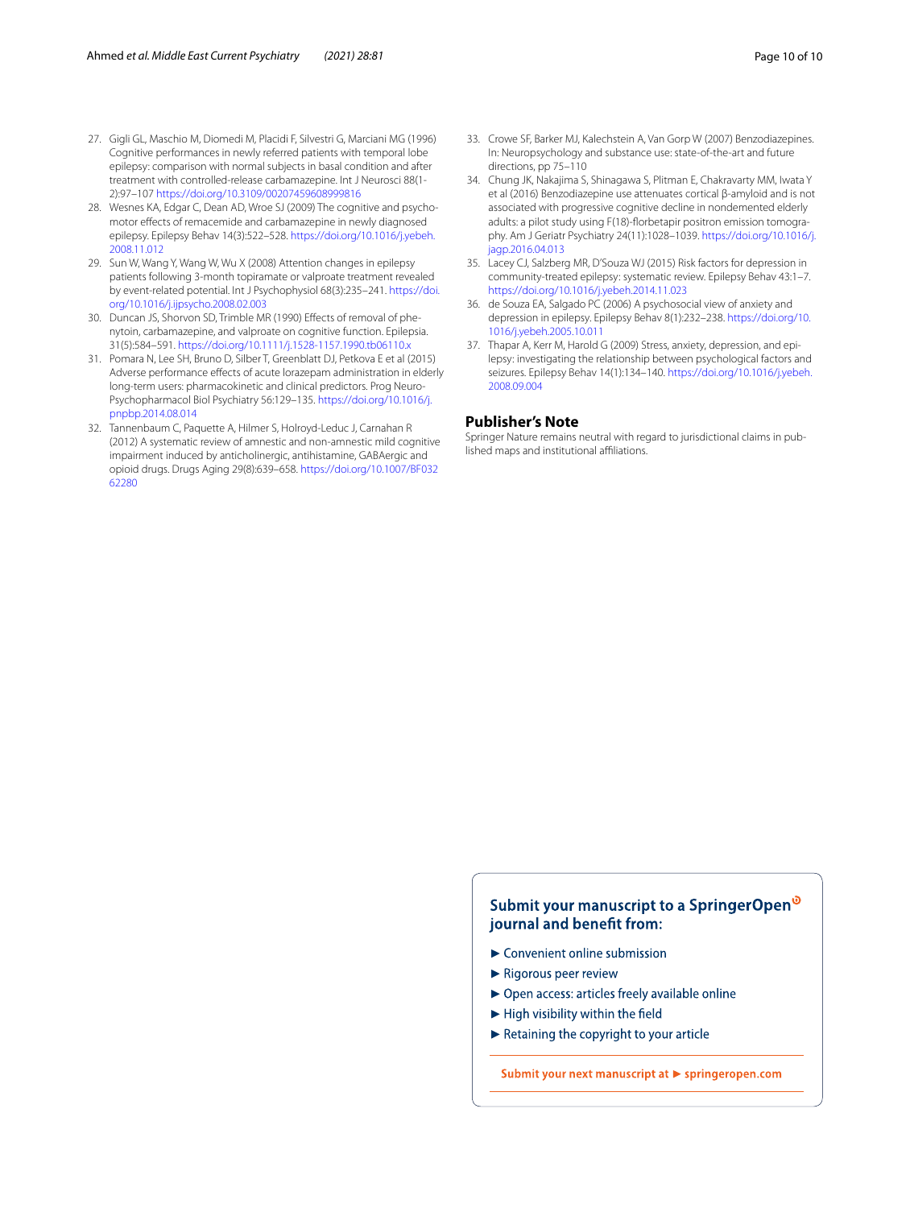27. Gigli GL, Maschio M, Diomedi M, Placidi F, Silvestri G, Marciani MG (1996) Cognitive performances in newly referred patients with temporal lobe epilepsy: comparison with normal subjects in basal condition and after treatment with controlled-release carbamazepine. Int J Neurosci 88(1-2):97–107 https://doi.org/10.3109/00207459608999816
28. Wesnes KA, Edgar C, Dean AD, Wroe SJ (2009) The cognitive and psychomotor effects of remacemide and carbamazepine in newly diagnosed epilepsy. Epilepsy Behav 14(3):522–528. https://doi.org/10.1016/j.yebeh.2008.11.012
29. Sun W, Wang Y, Wang W, Wu X (2008) Attention changes in epilepsy patients following 3-month topiramate or valproate treatment revealed by event-related potential. Int J Psychophysiol 68(3):235–241. https://doi.org/10.1016/j.ijpsycho.2008.02.003
30. Duncan JS, Shorvon SD, Trimble MR (1990) Effects of removal of phenytoin, carbamazepine, and valproate on cognitive function. Epilepsia. 31(5):584–591. https://doi.org/10.1111/j.1528-1157.1990.tb06110.x
31. Pomara N, Lee SH, Bruno D, Silber T, Greenblatt DJ, Petkova E et al (2015) Adverse performance effects of acute lorazepam administration in elderly long-term users: pharmacokinetic and clinical predictors. Prog Neuro-Psychopharmacol Biol Psychiatry 56:129–135. https://doi.org/10.1016/j.pnpbp.2014.08.014
32. Tannenbaum C, Paquette A, Hilmer S, Holroyd-Leduc J, Carnahan R (2012) A systematic review of amnestic and non-amnestic mild cognitive impairment induced by anticholinergic, antihistamine, GABAergic and opioid drugs. Drugs Aging 29(8):639–658. https://doi.org/10.1007/BF03262280
33. Crowe SF, Barker MJ, Kalechstein A, Van Gorp W (2007) Benzodiazepines. In: Neuropsychology and substance use: state-of-the-art and future directions, pp 75–110
34. Chung JK, Nakajima S, Shinagawa S, Plitman E, Chakravarty MM, Iwata Y et al (2016) Benzodiazepine use attenuates cortical β-amyloid and is not associated with progressive cognitive decline in nondemented elderly adults: a pilot study using F(18)-florbetapir positron emission tomography. Am J Geriatr Psychiatry 24(11):1028–1039. https://doi.org/10.1016/j.jagp.2016.04.013
35. Lacey CJ, Salzberg MR, D'Souza WJ (2015) Risk factors for depression in community-treated epilepsy: systematic review. Epilepsy Behav 43:1–7. https://doi.org/10.1016/j.yebeh.2014.11.023
36. de Souza EA, Salgado PC (2006) A psychosocial view of anxiety and depression in epilepsy. Epilepsy Behav 8(1):232–238. https://doi.org/10.1016/j.yebeh.2005.10.011
37. Thapar A, Kerr M, Harold G (2009) Stress, anxiety, depression, and epilepsy: investigating the relationship between psychological factors and seizures. Epilepsy Behav 14(1):134–140. https://doi.org/10.1016/j.yebeh.2008.09.004

## Publisher's Note

Springer Nature remains neutral with regard to jurisdictional claims in published maps and institutional affiliations.

**Submit your manuscript to a SpringerOpen journal and benefit from:**

- ► Convenient online submission
- ► Rigorous peer review
- ► Open access: articles freely available online
- ► High visibility within the field
- ► Retaining the copyright to your article

**Submit your next manuscript at ► springeropen.com**